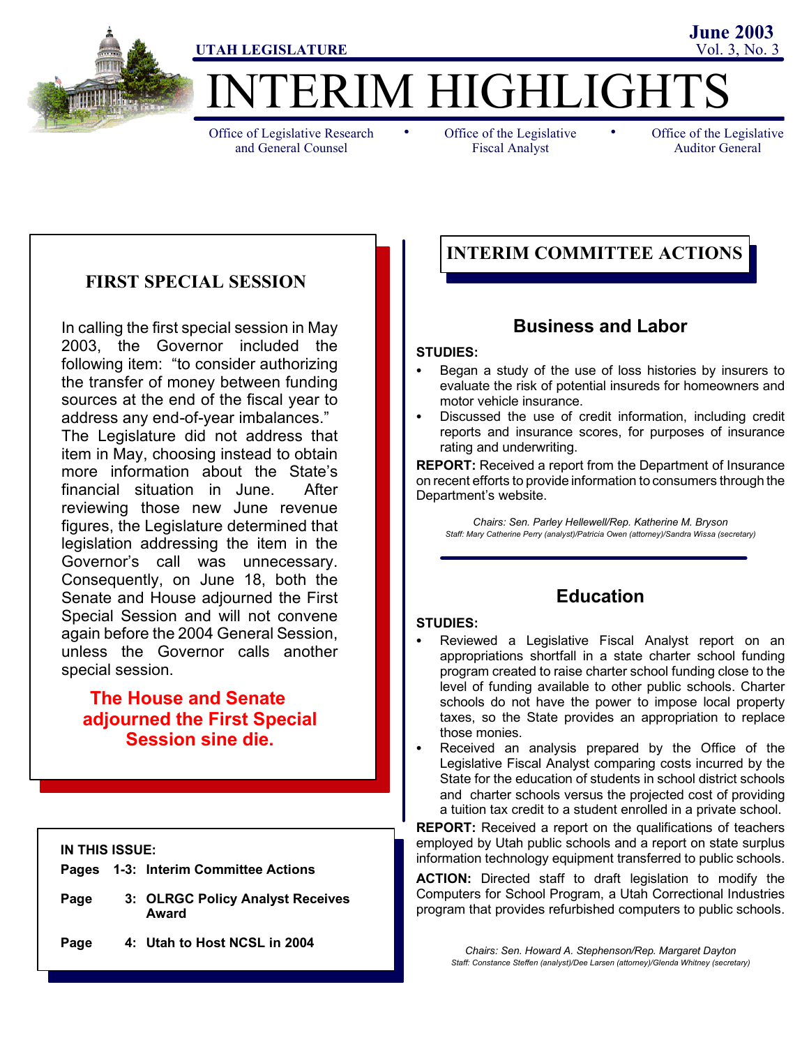UTAH LEGISLATURE

June 2003
Vol. 3, No. 3

# INTERIM HIGHLIGHTS

Office of Legislative Research and General Counsel • Office of the Legislative Fiscal Analyst • Office of the Legislative Auditor General

## FIRST SPECIAL SESSION

In calling the first special session in May 2003, the Governor included the following item: "to consider authorizing the transfer of money between funding sources at the end of the fiscal year to address any end-of-year imbalances." The Legislature did not address that item in May, choosing instead to obtain more information about the State's financial situation in June. After reviewing those new June revenue figures, the Legislature determined that legislation addressing the item in the Governor's call was unnecessary. Consequently, on June 18, both the Senate and House adjourned the First Special Session and will not convene again before the 2004 General Session, unless the Governor calls another special session.

**The House and Senate adjourned the First Special Session sine die.**

**IN THIS ISSUE:**

**Pages 1-3: Interim Committee Actions**

**Page 3: OLRGC Policy Analyst Receives Award**

**Page 4: Utah to Host NCSL in 2004**

## INTERIM COMMITTEE ACTIONS

### Business and Labor

**STUDIES:**

- Began a study of the use of loss histories by insurers to evaluate the risk of potential insureds for homeowners and motor vehicle insurance.
- Discussed the use of credit information, including credit reports and insurance scores, for purposes of insurance rating and underwriting.

**REPORT:** Received a report from the Department of Insurance on recent efforts to provide information to consumers through the Department's website.

*Chairs: Sen. Parley Hellewell/Rep. Katherine M. Bryson*
*Staff: Mary Catherine Perry (analyst)/Patricia Owen (attorney)/Sandra Wissa (secretary)*

### Education

**STUDIES:**

- Reviewed a Legislative Fiscal Analyst report on an appropriations shortfall in a state charter school funding program created to raise charter school funding close to the level of funding available to other public schools. Charter schools do not have the power to impose local property taxes, so the State provides an appropriation to replace those monies.
- Received an analysis prepared by the Office of the Legislative Fiscal Analyst comparing costs incurred by the State for the education of students in school district schools and charter schools versus the projected cost of providing a tuition tax credit to a student enrolled in a private school.

**REPORT:** Received a report on the qualifications of teachers employed by Utah public schools and a report on state surplus information technology equipment transferred to public schools.

**ACTION:** Directed staff to draft legislation to modify the Computers for School Program, a Utah Correctional Industries program that provides refurbished computers to public schools.

*Chairs: Sen. Howard A. Stephenson/Rep. Margaret Dayton*
*Staff: Constance Steffen (analyst)/Dee Larsen (attorney)/Glenda Whitney (secretary)*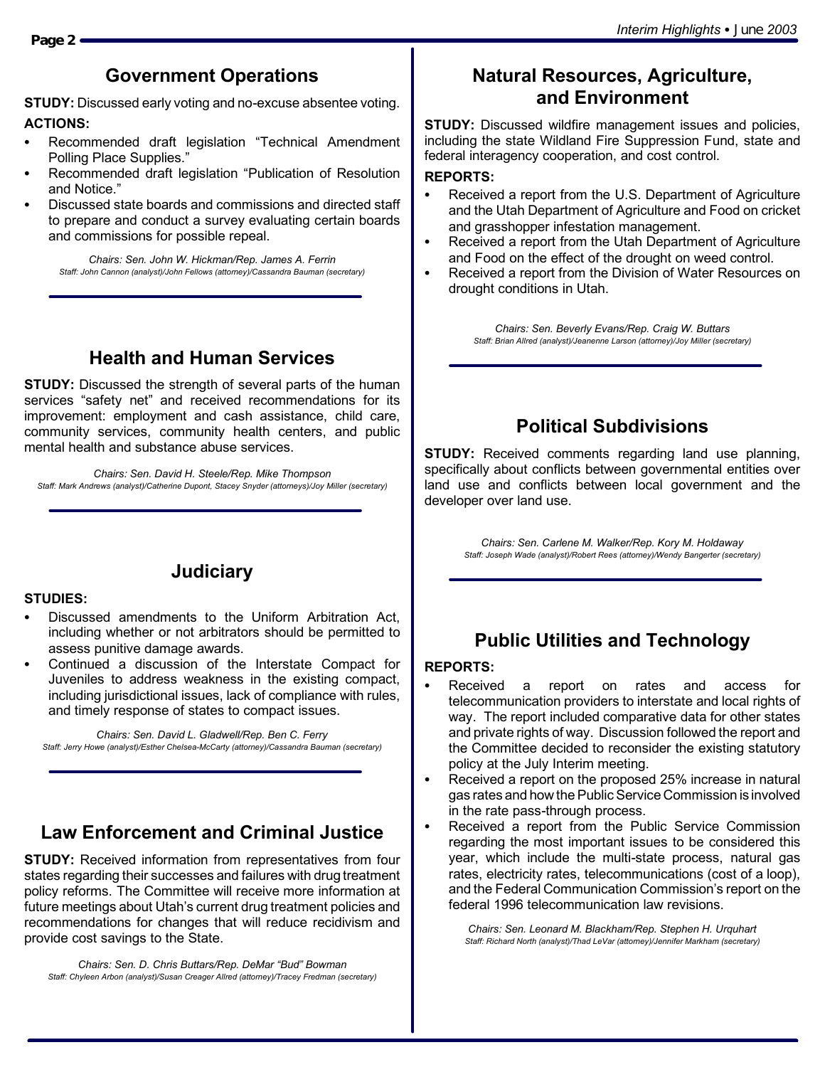## Government Operations

**STUDY:** Discussed early voting and no-excuse absentee voting.

**ACTIONS:**

- Recommended draft legislation "Technical Amendment Polling Place Supplies."
- Recommended draft legislation "Publication of Resolution and Notice."
- Discussed state boards and commissions and directed staff to prepare and conduct a survey evaluating certain boards and commissions for possible repeal.

*Chairs: Sen. John W. Hickman/Rep. James A. Ferrin*
*Staff: John Cannon (analyst)/John Fellows (attorney)/Cassandra Bauman (secretary)*

## Health and Human Services

**STUDY:** Discussed the strength of several parts of the human services "safety net" and received recommendations for its improvement: employment and cash assistance, child care, community services, community health centers, and public mental health and substance abuse services.

*Chairs: Sen. David H. Steele/Rep. Mike Thompson*
*Staff: Mark Andrews (analyst)/Catherine Dupont, Stacey Snyder (attorneys)/Joy Miller (secretary)*

## Judiciary

**STUDIES:**

- Discussed amendments to the Uniform Arbitration Act, including whether or not arbitrators should be permitted to assess punitive damage awards.
- Continued a discussion of the Interstate Compact for Juveniles to address weakness in the existing compact, including jurisdictional issues, lack of compliance with rules, and timely response of states to compact issues.

*Chairs: Sen. David L. Gladwell/Rep. Ben C. Ferry*
*Staff: Jerry Howe (analyst)/Esther Chelsea-McCarty (attorney)/Cassandra Bauman (secretary)*

## Law Enforcement and Criminal Justice

**STUDY:** Received information from representatives from four states regarding their successes and failures with drug treatment policy reforms. The Committee will receive more information at future meetings about Utah's current drug treatment policies and recommendations for changes that will reduce recidivism and provide cost savings to the State.

*Chairs: Sen. D. Chris Buttars/Rep. DeMar "Bud" Bowman*
*Staff: Chyleen Arbon (analyst)/Susan Creager Allred (attorney)/Tracey Fredman (secretary)*

## Natural Resources, Agriculture, and Environment

**STUDY:** Discussed wildfire management issues and policies, including the state Wildland Fire Suppression Fund, state and federal interagency cooperation, and cost control.

**REPORTS:**

- Received a report from the U.S. Department of Agriculture and the Utah Department of Agriculture and Food on cricket and grasshopper infestation management.
- Received a report from the Utah Department of Agriculture and Food on the effect of the drought on weed control.
- Received a report from the Division of Water Resources on drought conditions in Utah.

*Chairs: Sen. Beverly Evans/Rep. Craig W. Buttars*
*Staff: Brian Allred (analyst)/Jeanenne Larson (attorney)/Joy Miller (secretary)*

## Political Subdivisions

**STUDY:** Received comments regarding land use planning, specifically about conflicts between governmental entities over land use and conflicts between local government and the developer over land use.

*Chairs: Sen. Carlene M. Walker/Rep. Kory M. Holdaway*
*Staff: Joseph Wade (analyst)/Robert Rees (attorney)/Wendy Bangerter (secretary)*

## Public Utilities and Technology

**REPORTS:**

- Received a report on rates and access for telecommunication providers to interstate and local rights of way. The report included comparative data for other states and private rights of way. Discussion followed the report and the Committee decided to reconsider the existing statutory policy at the July Interim meeting.
- Received a report on the proposed 25% increase in natural gas rates and how the Public Service Commission is involved in the rate pass-through process.
- Received a report from the Public Service Commission regarding the most important issues to be considered this year, which include the multi-state process, natural gas rates, electricity rates, telecommunications (cost of a loop), and the Federal Communication Commission's report on the federal 1996 telecommunication law revisions.

*Chairs: Sen. Leonard M. Blackham/Rep. Stephen H. Urquhart*
*Staff: Richard North (analyst)/Thad LeVar (attorney)/Jennifer Markham (secretary)*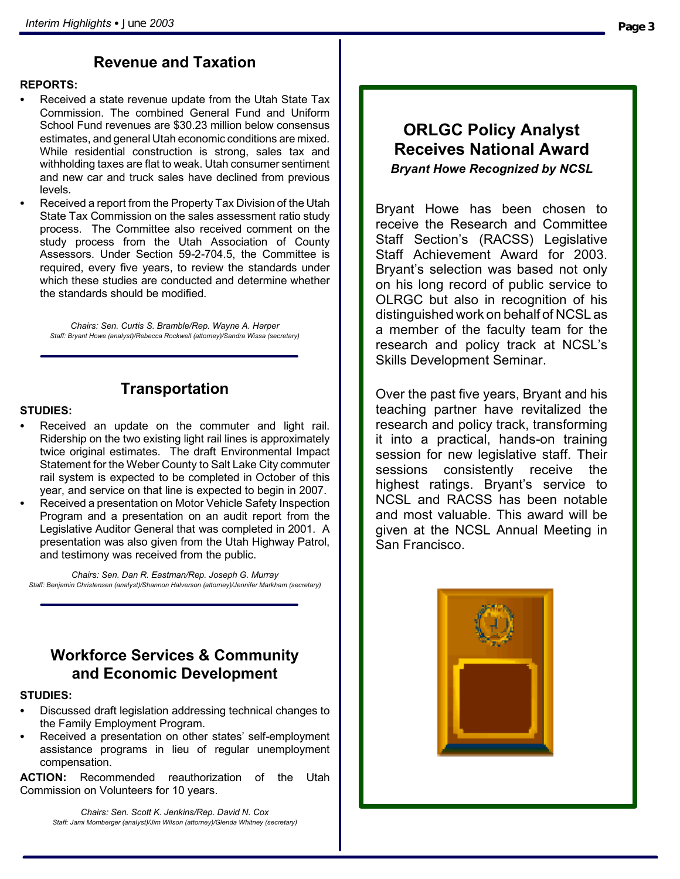## Revenue and Taxation

**REPORTS:**

- Received a state revenue update from the Utah State Tax Commission. The combined General Fund and Uniform School Fund revenues are $30.23 million below consensus estimates, and general Utah economic conditions are mixed. While residential construction is strong, sales tax and withholding taxes are flat to weak. Utah consumer sentiment and new car and truck sales have declined from previous levels.
- Received a report from the Property Tax Division of the Utah State Tax Commission on the sales assessment ratio study process. The Committee also received comment on the study process from the Utah Association of County Assessors. Under Section 59-2-704.5, the Committee is required, every five years, to review the standards under which these studies are conducted and determine whether the standards should be modified.

*Chairs: Sen. Curtis S. Bramble/Rep. Wayne A. Harper*
*Staff: Bryant Howe (analyst)/Rebecca Rockwell (attorney)/Sandra Wissa (secretary)*

## Transportation

**STUDIES:**

- Received an update on the commuter and light rail. Ridership on the two existing light rail lines is approximately twice original estimates. The draft Environmental Impact Statement for the Weber County to Salt Lake City commuter rail system is expected to be completed in October of this year, and service on that line is expected to begin in 2007.
- Received a presentation on Motor Vehicle Safety Inspection Program and a presentation on an audit report from the Legislative Auditor General that was completed in 2001. A presentation was also given from the Utah Highway Patrol, and testimony was received from the public.

*Chairs: Sen. Dan R. Eastman/Rep. Joseph G. Murray*
*Staff: Benjamin Christensen (analyst)/Shannon Halverson (attorney)/Jennifer Markham (secretary)*

## Workforce Services & Community and Economic Development

**STUDIES:**

- Discussed draft legislation addressing technical changes to the Family Employment Program.
- Received a presentation on other states' self-employment assistance programs in lieu of regular unemployment compensation.

**ACTION:** Recommended reauthorization of the Utah Commission on Volunteers for 10 years.

*Chairs: Sen. Scott K. Jenkins/Rep. David N. Cox*
*Staff: Jami Momberger (analyst)/Jim Wilson (attorney)/Glenda Whitney (secretary)*

## ORLGC Policy Analyst Receives National Award

***Bryant Howe Recognized by NCSL***

Bryant Howe has been chosen to receive the Research and Committee Staff Section's (RACSS) Legislative Staff Achievement Award for 2003. Bryant's selection was based not only on his long record of public service to OLRGC but also in recognition of his distinguished work on behalf of NCSL as a member of the faculty team for the research and policy track at NCSL's Skills Development Seminar.

Over the past five years, Bryant and his teaching partner have revitalized the research and policy track, transforming it into a practical, hands-on training session for new legislative staff. Their sessions consistently receive the highest ratings. Bryant's service to NCSL and RACSS has been notable and most valuable. This award will be given at the NCSL Annual Meeting in San Francisco.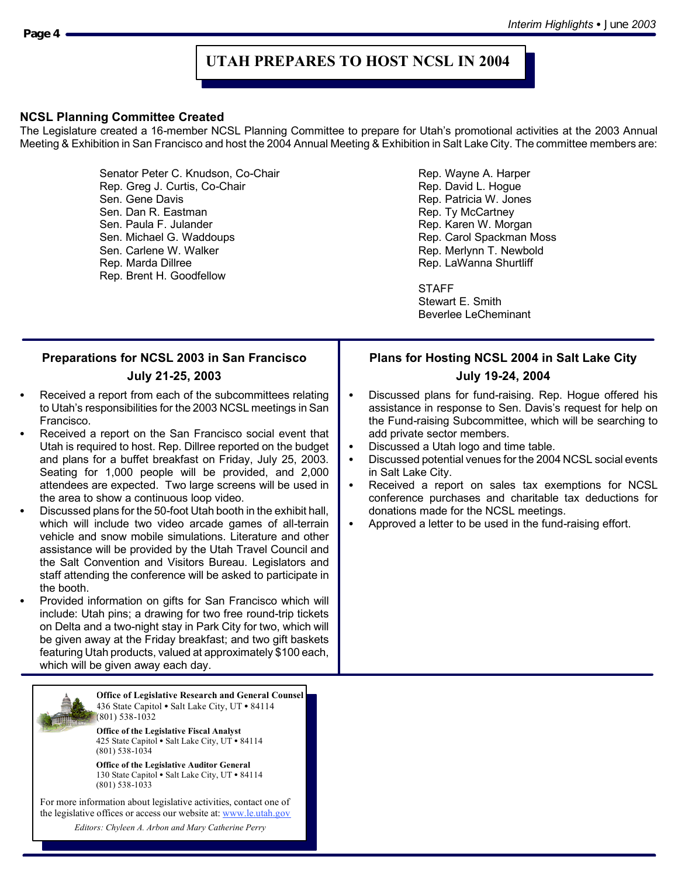# UTAH PREPARES TO HOST NCSL IN 2004

## NCSL Planning Committee Created

The Legislature created a 16-member NCSL Planning Committee to prepare for Utah's promotional activities at the 2003 Annual Meeting & Exhibition in San Francisco and host the 2004 Annual Meeting & Exhibition in Salt Lake City. The committee members are:

Senator Peter C. Knudson, Co-Chair
Rep. Greg J. Curtis, Co-Chair
Sen. Gene Davis
Sen. Dan R. Eastman
Sen. Paula F. Julander
Sen. Michael G. Waddoups
Sen. Carlene W. Walker
Rep. Marda Dillree
Rep. Brent H. Goodfellow
Rep. Wayne A. Harper
Rep. David L. Hogue
Rep. Patricia W. Jones
Rep. Ty McCartney
Rep. Karen W. Morgan
Rep. Carol Spackman Moss
Rep. Merlynn T. Newbold
Rep. LaWanna Shurtliff

STAFF
Stewart E. Smith
Beverlee LeCheminant

## Preparations for NCSL 2003 in San Francisco July 21-25, 2003

- Received a report from each of the subcommittees relating to Utah's responsibilities for the 2003 NCSL meetings in San Francisco.
- Received a report on the San Francisco social event that Utah is required to host. Rep. Dillree reported on the budget and plans for a buffet breakfast on Friday, July 25, 2003. Seating for 1,000 people will be provided, and 2,000 attendees are expected. Two large screens will be used in the area to show a continuous loop video.
- Discussed plans for the 50-foot Utah booth in the exhibit hall, which will include two video arcade games of all-terrain vehicle and snow mobile simulations. Literature and other assistance will be provided by the Utah Travel Council and the Salt Convention and Visitors Bureau. Legislators and staff attending the conference will be asked to participate in the booth.
- Provided information on gifts for San Francisco which will include: Utah pins; a drawing for two free round-trip tickets on Delta and a two-night stay in Park City for two, which will be given away at the Friday breakfast; and two gift baskets featuring Utah products, valued at approximately $100 each, which will be given away each day.

## Plans for Hosting NCSL 2004 in Salt Lake City July 19-24, 2004

- Discussed plans for fund-raising. Rep. Hogue offered his assistance in response to Sen. Davis's request for help on the Fund-raising Subcommittee, which will be searching to add private sector members.
- Discussed a Utah logo and time table.
- Discussed potential venues for the 2004 NCSL social events in Salt Lake City.
- Received a report on sales tax exemptions for NCSL conference purchases and charitable tax deductions for donations made for the NCSL meetings.
- Approved a letter to be used in the fund-raising effort.

---

**Office of Legislative Research and General Counsel**
436 State Capitol • Salt Lake City, UT • 84114
(801) 538-1032

**Office of the Legislative Fiscal Analyst**
425 State Capitol • Salt Lake City, UT • 84114
(801) 538-1034

**Office of the Legislative Auditor General**
130 State Capitol • Salt Lake City, UT • 84114
(801) 538-1033

For more information about legislative activities, contact one of the legislative offices or access our website at: www.le.utah.gov

*Editors: Chyleen A. Arbon and Mary Catherine Perry*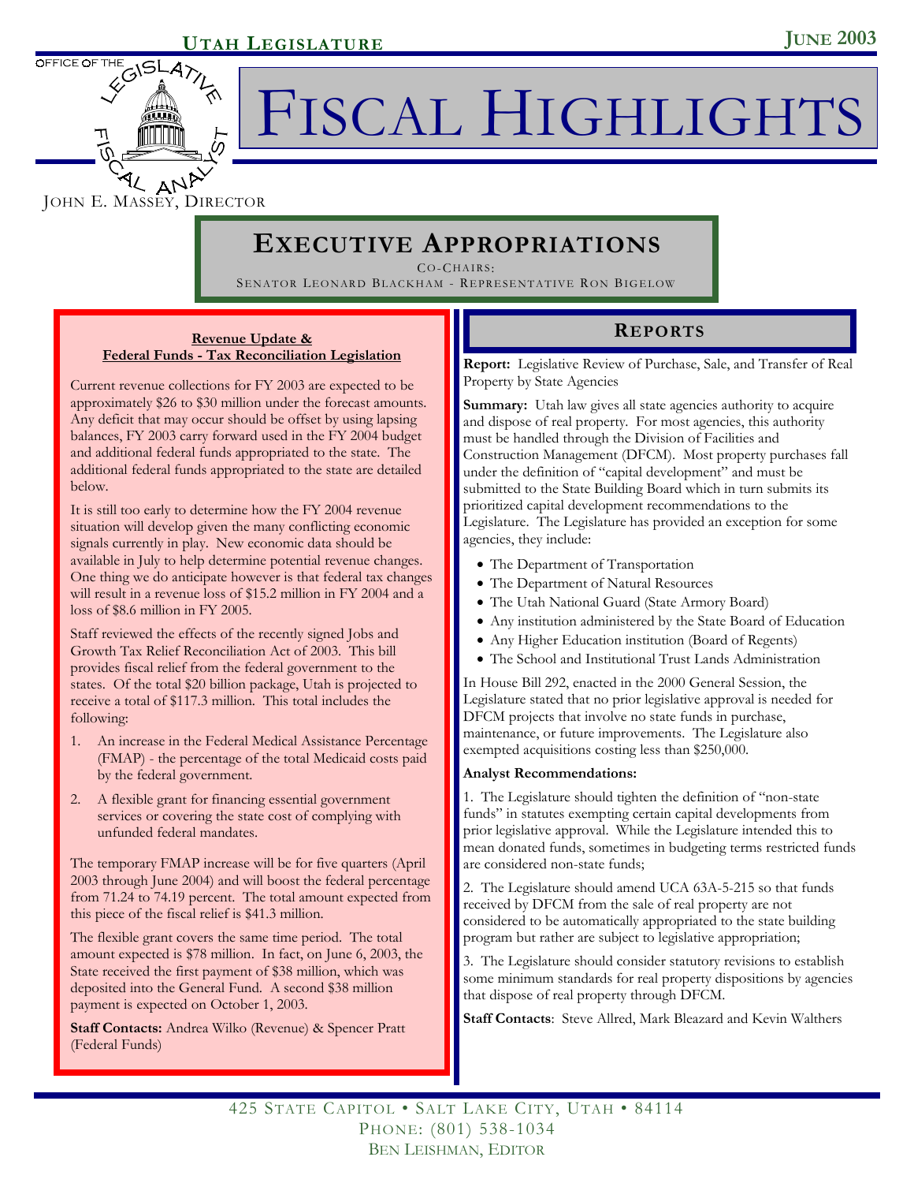# EXECUTIVE APPROPRIATIONS

CO-CHAIRS:
SENATOR LEONARD BLACKHAM - REPRESENTATIVE RON BIGELOW

## Revenue Update & Federal Funds - Tax Reconciliation Legislation

Current revenue collections for FY 2003 are expected to be approximately $26 to $30 million under the forecast amounts. Any deficit that may occur should be offset by using lapsing balances, FY 2003 carry forward used in the FY 2004 budget and additional federal funds appropriated to the state. The additional federal funds appropriated to the state are detailed below.

It is still too early to determine how the FY 2004 revenue situation will develop given the many conflicting economic signals currently in play. New economic data should be available in July to help determine potential revenue changes. One thing we do anticipate however is that federal tax changes will result in a revenue loss of $15.2 million in FY 2004 and a loss of $8.6 million in FY 2005.

Staff reviewed the effects of the recently signed Jobs and Growth Tax Relief Reconciliation Act of 2003. This bill provides fiscal relief from the federal government to the states. Of the total $20 billion package, Utah is projected to receive a total of $117.3 million. This total includes the following:

1. An increase in the Federal Medical Assistance Percentage (FMAP) - the percentage of the total Medicaid costs paid by the federal government.
2. A flexible grant for financing essential government services or covering the state cost of complying with unfunded federal mandates.

The temporary FMAP increase will be for five quarters (April 2003 through June 2004) and will boost the federal percentage from 71.24 to 74.19 percent. The total amount expected from this piece of the fiscal relief is $41.3 million.

The flexible grant covers the same time period. The total amount expected is $78 million. In fact, on June 6, 2003, the State received the first payment of $38 million, which was deposited into the General Fund. A second $38 million payment is expected on October 1, 2003.

**Staff Contacts:** Andrea Wilko (Revenue) & Spencer Pratt (Federal Funds)

## REPORTS

**Report:** Legislative Review of Purchase, Sale, and Transfer of Real Property by State Agencies

**Summary:** Utah law gives all state agencies authority to acquire and dispose of real property. For most agencies, this authority must be handled through the Division of Facilities and Construction Management (DFCM). Most property purchases fall under the definition of "capital development" and must be submitted to the State Building Board which in turn submits its prioritized capital development recommendations to the Legislature. The Legislature has provided an exception for some agencies, they include:

- The Department of Transportation
- The Department of Natural Resources
- The Utah National Guard (State Armory Board)
- Any institution administered by the State Board of Education
- Any Higher Education institution (Board of Regents)
- The School and Institutional Trust Lands Administration

In House Bill 292, enacted in the 2000 General Session, the Legislature stated that no prior legislative approval is needed for DFCM projects that involve no state funds in purchase, maintenance, or future improvements. The Legislature also exempted acquisitions costing less than $250,000.

**Analyst Recommendations:**

1. The Legislature should tighten the definition of "non-state funds" in statutes exempting certain capital developments from prior legislative approval. While the Legislature intended this to mean donated funds, sometimes in budgeting terms restricted funds are considered non-state funds;

2. The Legislature should amend UCA 63A-5-215 so that funds received by DFCM from the sale of real property are not considered to be automatically appropriated to the state building program but rather are subject to legislative appropriation;

3. The Legislature should consider statutory revisions to establish some minimum standards for real property dispositions by agencies that dispose of real property through DFCM.

**Staff Contacts**: Steve Allred, Mark Bleazard and Kevin Walthers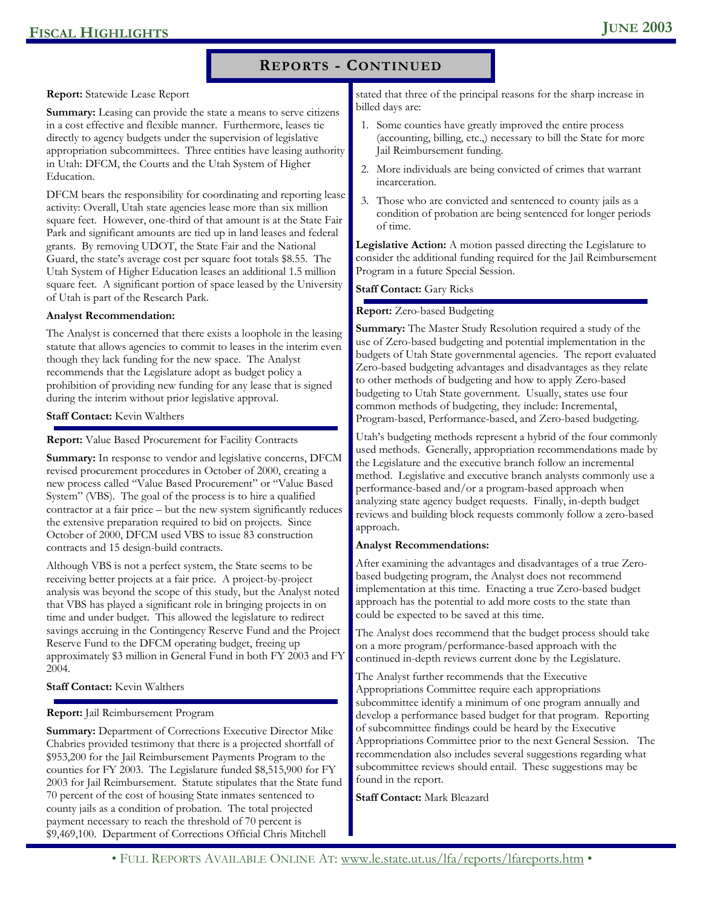## Reports - Continued

**Report:** Statewide Lease Report

**Summary:** Leasing can provide the state a means to serve citizens in a cost effective and flexible manner. Furthermore, leases tie directly to agency budgets under the supervision of legislative appropriation subcommittees. Three entities have leasing authority in Utah: DFCM, the Courts and the Utah System of Higher Education.

DFCM bears the responsibility for coordinating and reporting lease activity: Overall, Utah state agencies lease more than six million square feet. However, one-third of that amount is at the State Fair Park and significant amounts are tied up in land leases and federal grants. By removing UDOT, the State Fair and the National Guard, the state's average cost per square foot totals $8.55. The Utah System of Higher Education leases an additional 1.5 million square feet. A significant portion of space leased by the University of Utah is part of the Research Park.

**Analyst Recommendation:**

The Analyst is concerned that there exists a loophole in the leasing statute that allows agencies to commit to leases in the interim even though they lack funding for the new space. The Analyst recommends that the Legislature adopt as budget policy a prohibition of providing new funding for any lease that is signed during the interim without prior legislative approval.

**Staff Contact:** Kevin Walthers

---

**Report:** Value Based Procurement for Facility Contracts

**Summary:** In response to vendor and legislative concerns, DFCM revised procurement procedures in October of 2000, creating a new process called "Value Based Procurement" or "Value Based System" (VBS). The goal of the process is to hire a qualified contractor at a fair price – but the new system significantly reduces the extensive preparation required to bid on projects. Since October of 2000, DFCM used VBS to issue 83 construction contracts and 15 design-build contracts.

Although VBS is not a perfect system, the State seems to be receiving better projects at a fair price. A project-by-project analysis was beyond the scope of this study, but the Analyst noted that VBS has played a significant role in bringing projects in on time and under budget. This allowed the legislature to redirect savings accruing in the Contingency Reserve Fund and the Project Reserve Fund to the DFCM operating budget, freeing up approximately $3 million in General Fund in both FY 2003 and FY 2004.

**Staff Contact:** Kevin Walthers

---

**Report:** Jail Reimbursement Program

**Summary:** Department of Corrections Executive Director Mike Chabries provided testimony that there is a projected shortfall of $953,200 for the Jail Reimbursement Payments Program to the counties for FY 2003. The Legislature funded $8,515,900 for FY 2003 for Jail Reimbursement. Statute stipulates that the State fund 70 percent of the cost of housing State inmates sentenced to county jails as a condition of probation. The total projected payment necessary to reach the threshold of 70 percent is $9,469,100. Department of Corrections Official Chris Mitchell stated that three of the principal reasons for the sharp increase in billed days are:

1. Some counties have greatly improved the entire process (accounting, billing, etc.,) necessary to bill the State for more Jail Reimbursement funding.
2. More individuals are being convicted of crimes that warrant incarceration.
3. Those who are convicted and sentenced to county jails as a condition of probation are being sentenced for longer periods of time.

**Legislative Action:** A motion passed directing the Legislature to consider the additional funding required for the Jail Reimbursement Program in a future Special Session.

**Staff Contact:** Gary Ricks

---

**Report:** Zero-based Budgeting

**Summary:** The Master Study Resolution required a study of the use of Zero-based budgeting and potential implementation in the budgets of Utah State governmental agencies. The report evaluated Zero-based budgeting advantages and disadvantages as they relate to other methods of budgeting and how to apply Zero-based budgeting to Utah State government. Usually, states use four common methods of budgeting, they include: Incremental, Program-based, Performance-based, and Zero-based budgeting.

Utah's budgeting methods represent a hybrid of the four commonly used methods. Generally, appropriation recommendations made by the Legislature and the executive branch follow an incremental method. Legislative and executive branch analysts commonly use a performance-based and/or a program-based approach when analyzing state agency budget requests. Finally, in-depth budget reviews and building block requests commonly follow a zero-based approach.

**Analyst Recommendations:**

After examining the advantages and disadvantages of a true Zero-based budgeting program, the Analyst does not recommend implementation at this time. Enacting a true Zero-based budget approach has the potential to add more costs to the state than could be expected to be saved at this time.

The Analyst does recommend that the budget process should take on a more program/performance-based approach with the continued in-depth reviews current done by the Legislature.

The Analyst further recommends that the Executive Appropriations Committee require each appropriations subcommittee identify a minimum of one program annually and develop a performance based budget for that program. Reporting of subcommittee findings could be heard by the Executive Appropriations Committee prior to the next General Session. The recommendation also includes several suggestions regarding what subcommittee reviews should entail. These suggestions may be found in the report.

**Staff Contact:** Mark Bleazard

• Full Reports Available Online At: www.le.state.ut.us/lfa/reports/lfareports.htm •